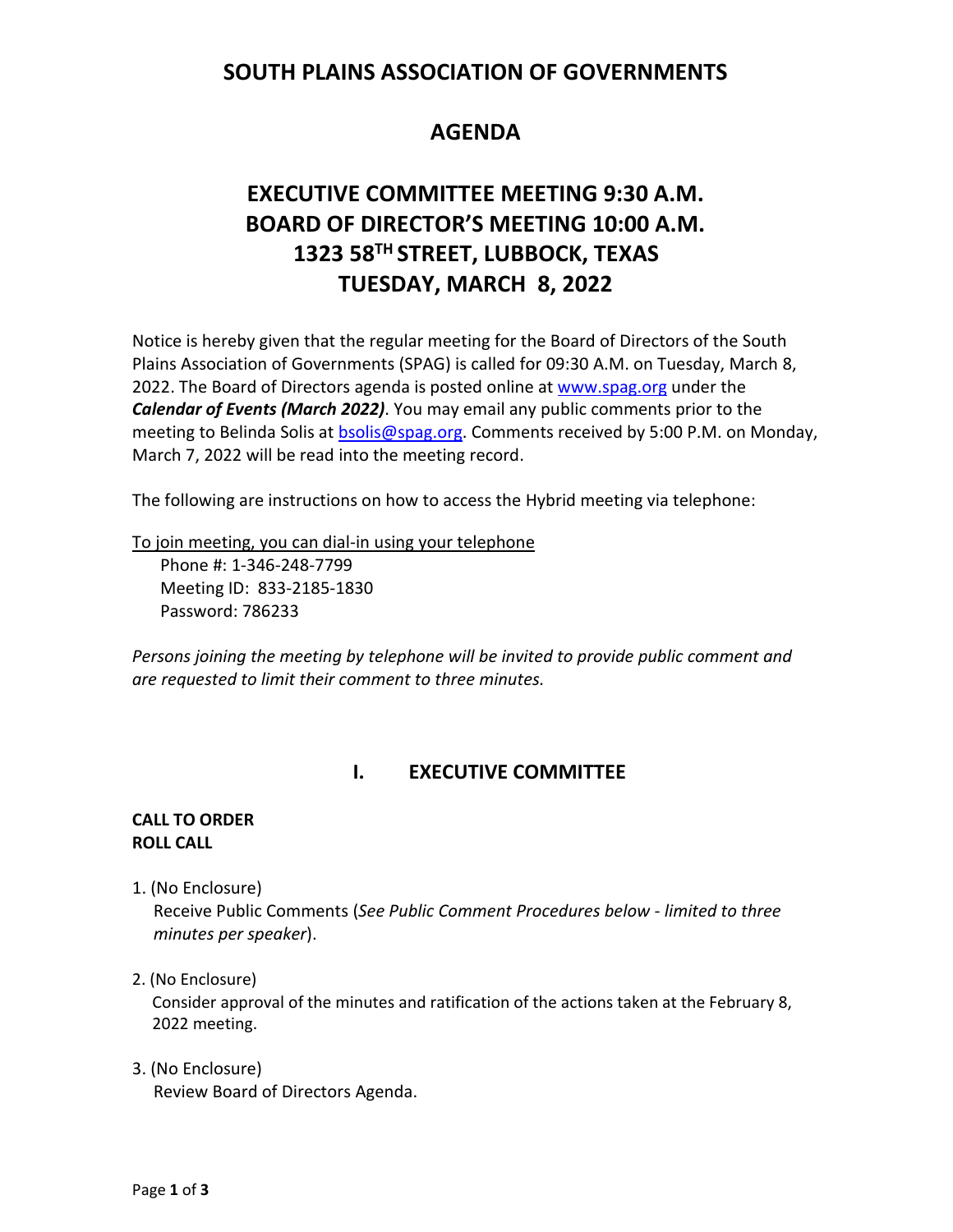# SOUTH PLAINS ASSOCIATION OF GOVERNMENTS

## AGENDA

## EXECUTIVE COMMITTEE MEETING 9:30 A.M.
## BOARD OF DIRECTOR'S MEETING 10:00 A.M.
## 1323 58TH STREET, LUBBOCK, TEXAS
## TUESDAY, MARCH 8, 2022

Notice is hereby given that the regular meeting for the Board of Directors of the South Plains Association of Governments (SPAG) is called for 09:30 A.M. on Tuesday, March 8, 2022. The Board of Directors agenda is posted online at www.spag.org under the ***Calendar of Events (March 2022)***. You may email any public comments prior to the meeting to Belinda Solis at bsolis@spag.org. Comments received by 5:00 P.M. on Monday, March 7, 2022 will be read into the meeting record.

The following are instructions on how to access the Hybrid meeting via telephone:

To join meeting, you can dial-in using your telephone

Phone #: 1-346-248-7799
Meeting ID: 833-2185-1830
Password: 786233

*Persons joining the meeting by telephone will be invited to provide public comment and are requested to limit their comment to three minutes.*

## I. EXECUTIVE COMMITTEE

**CALL TO ORDER**
**ROLL CALL**

1. (No Enclosure)
   Receive Public Comments (*See Public Comment Procedures below - limited to three minutes per speaker*).

2. (No Enclosure)
   Consider approval of the minutes and ratification of the actions taken at the February 8, 2022 meeting.

3. (No Enclosure)
   Review Board of Directors Agenda.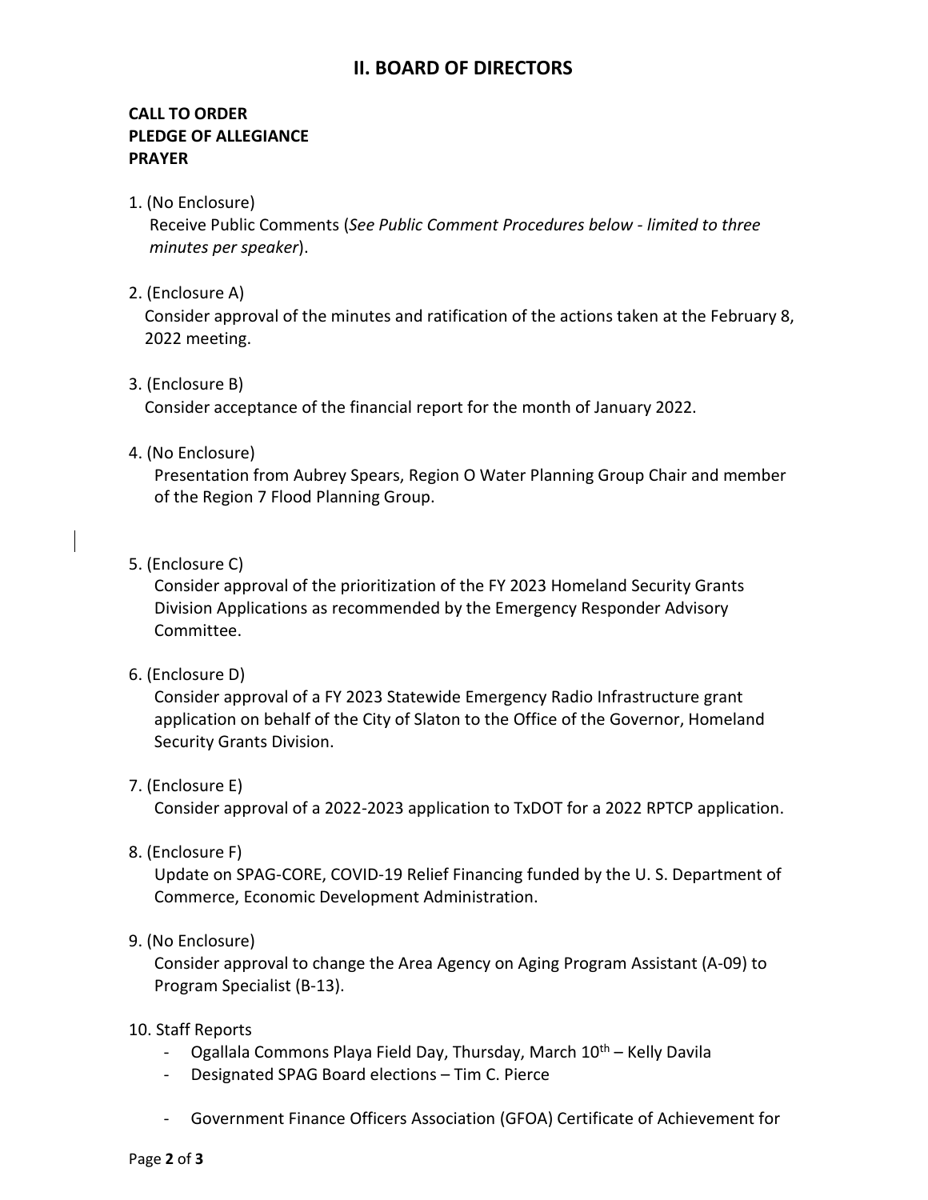## II. BOARD OF DIRECTORS

**CALL TO ORDER**
**PLEDGE OF ALLEGIANCE**
**PRAYER**

1. (No Enclosure)
   Receive Public Comments (*See Public Comment Procedures below - limited to three minutes per speaker*).

2. (Enclosure A)
   Consider approval of the minutes and ratification of the actions taken at the February 8, 2022 meeting.

3. (Enclosure B)
   Consider acceptance of the financial report for the month of January 2022.

4. (No Enclosure)
   Presentation from Aubrey Spears, Region O Water Planning Group Chair and member of the Region 7 Flood Planning Group.

5. (Enclosure C)
   Consider approval of the prioritization of the FY 2023 Homeland Security Grants Division Applications as recommended by the Emergency Responder Advisory Committee.

6. (Enclosure D)
   Consider approval of a FY 2023 Statewide Emergency Radio Infrastructure grant application on behalf of the City of Slaton to the Office of the Governor, Homeland Security Grants Division.

7. (Enclosure E)
   Consider approval of a 2022-2023 application to TxDOT for a 2022 RPTCP application.

8. (Enclosure F)
   Update on SPAG-CORE, COVID-19 Relief Financing funded by the U. S. Department of Commerce, Economic Development Administration.

9. (No Enclosure)
   Consider approval to change the Area Agency on Aging Program Assistant (A-09) to Program Specialist (B-13).

10. Staff Reports
    - Ogallala Commons Playa Field Day, Thursday, March 10th – Kelly Davila
    - Designated SPAG Board elections – Tim C. Pierce
    - Government Finance Officers Association (GFOA) Certificate of Achievement for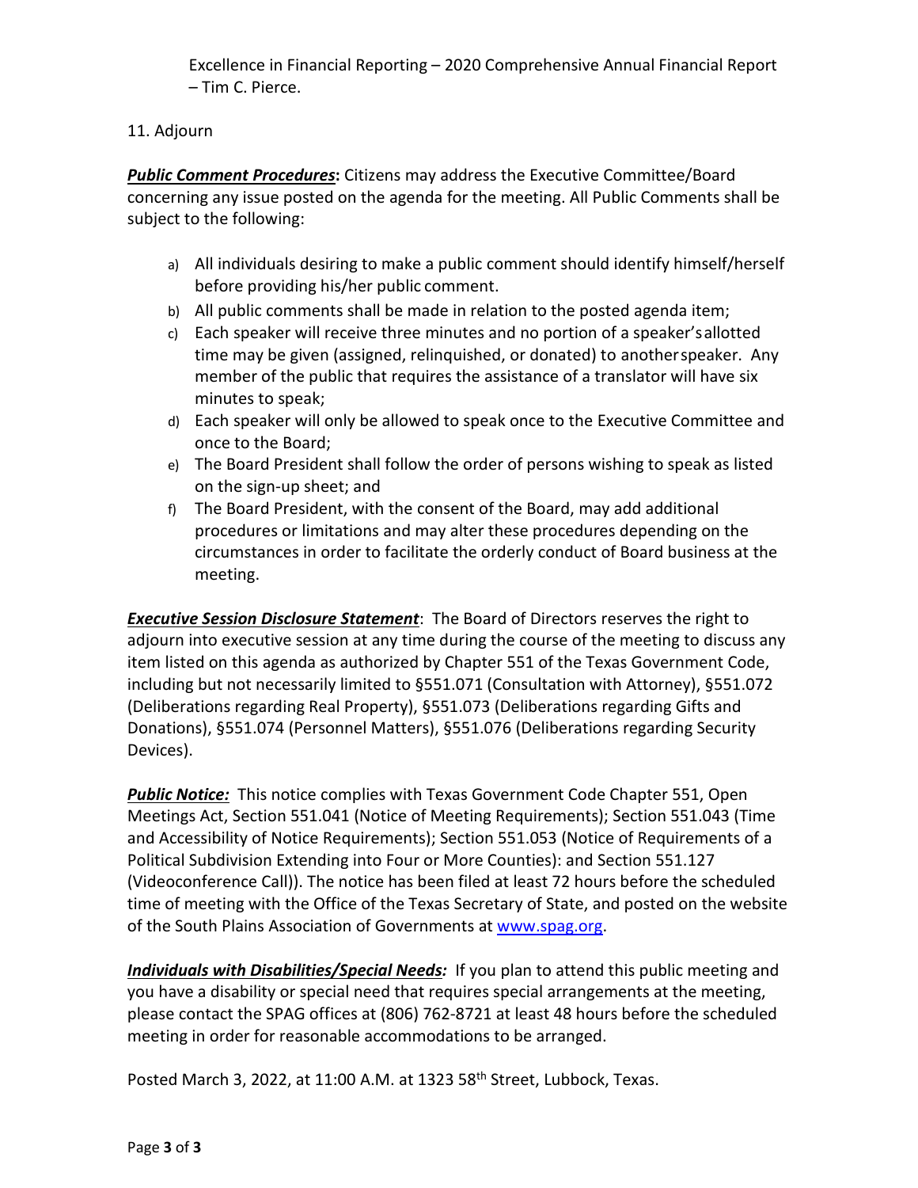Excellence in Financial Reporting – 2020 Comprehensive Annual Financial Report – Tim C. Pierce.

11. Adjourn

***Public Comment Procedures*:** Citizens may address the Executive Committee/Board concerning any issue posted on the agenda for the meeting. All Public Comments shall be subject to the following:

a) All individuals desiring to make a public comment should identify himself/herself before providing his/her public comment.
b) All public comments shall be made in relation to the posted agenda item;
c) Each speaker will receive three minutes and no portion of a speaker's allotted time may be given (assigned, relinquished, or donated) to another speaker. Any member of the public that requires the assistance of a translator will have six minutes to speak;
d) Each speaker will only be allowed to speak once to the Executive Committee and once to the Board;
e) The Board President shall follow the order of persons wishing to speak as listed on the sign-up sheet; and
f) The Board President, with the consent of the Board, may add additional procedures or limitations and may alter these procedures depending on the circumstances in order to facilitate the orderly conduct of Board business at the meeting.

***Executive Session Disclosure Statement***: The Board of Directors reserves the right to adjourn into executive session at any time during the course of the meeting to discuss any item listed on this agenda as authorized by Chapter 551 of the Texas Government Code, including but not necessarily limited to §551.071 (Consultation with Attorney), §551.072 (Deliberations regarding Real Property), §551.073 (Deliberations regarding Gifts and Donations), §551.074 (Personnel Matters), §551.076 (Deliberations regarding Security Devices).

***Public Notice:*** This notice complies with Texas Government Code Chapter 551, Open Meetings Act, Section 551.041 (Notice of Meeting Requirements); Section 551.043 (Time and Accessibility of Notice Requirements); Section 551.053 (Notice of Requirements of a Political Subdivision Extending into Four or More Counties): and Section 551.127 (Videoconference Call)). The notice has been filed at least 72 hours before the scheduled time of meeting with the Office of the Texas Secretary of State, and posted on the website of the South Plains Association of Governments at www.spag.org.

***Individuals with Disabilities/Special Needs:*** If you plan to attend this public meeting and you have a disability or special need that requires special arrangements at the meeting, please contact the SPAG offices at (806) 762-8721 at least 48 hours before the scheduled meeting in order for reasonable accommodations to be arranged.

Posted March 3, 2022, at 11:00 A.M. at 1323 58th Street, Lubbock, Texas.